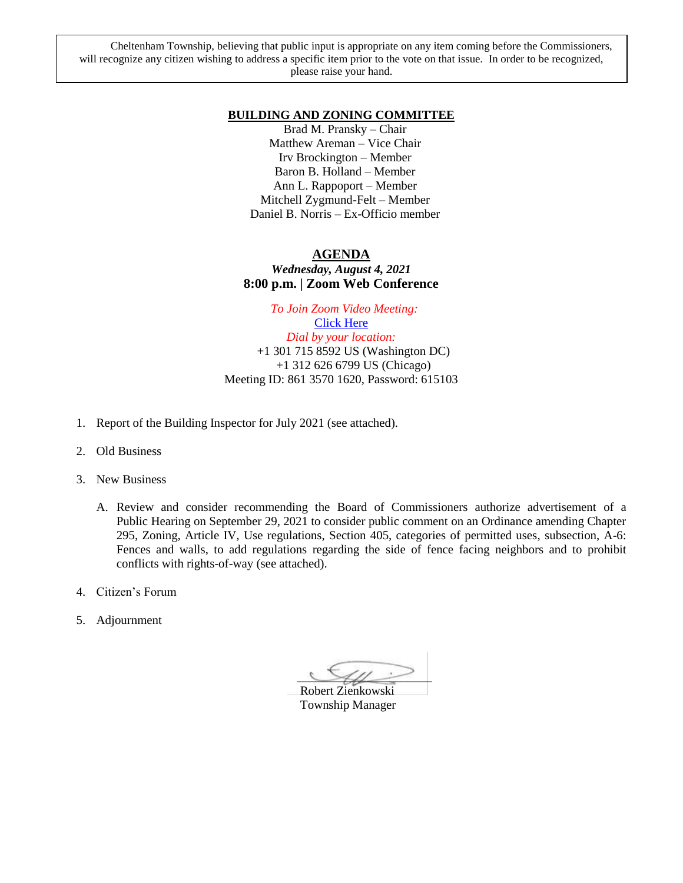Cheltenham Township, believing that public input is appropriate on any item coming before the Commissioners, will recognize any citizen wishing to address a specific item prior to the vote on that issue. In order to be recognized, please raise your hand.

## BUILDING AND ZONING COMMITTEE

Brad M. Pransky – Chair
Matthew Areman – Vice Chair
Irv Brockington – Member
Baron B. Holland – Member
Ann L. Rappoport – Member
Mitchell Zygmund-Felt – Member
Daniel B. Norris – Ex-Officio member

## AGENDA

***Wednesday, August 4, 2021***

**8:00 p.m. | Zoom Web Conference**

*To Join Zoom Video Meeting:*
Click Here
*Dial by your location:*
+1 301 715 8592 US (Washington DC)
+1 312 626 6799 US (Chicago)
Meeting ID: 861 3570 1620, Password: 615103

1. Report of the Building Inspector for July 2021 (see attached).
2. Old Business
3. New Business
   A. Review and consider recommending the Board of Commissioners authorize advertisement of a Public Hearing on September 29, 2021 to consider public comment on an Ordinance amending Chapter 295, Zoning, Article IV, Use regulations, Section 405, categories of permitted uses, subsection, A-6: Fences and walls, to add regulations regarding the side of fence facing neighbors and to prohibit conflicts with rights-of-way (see attached).
4. Citizen's Forum
5. Adjournment

Robert Zienkowski
Township Manager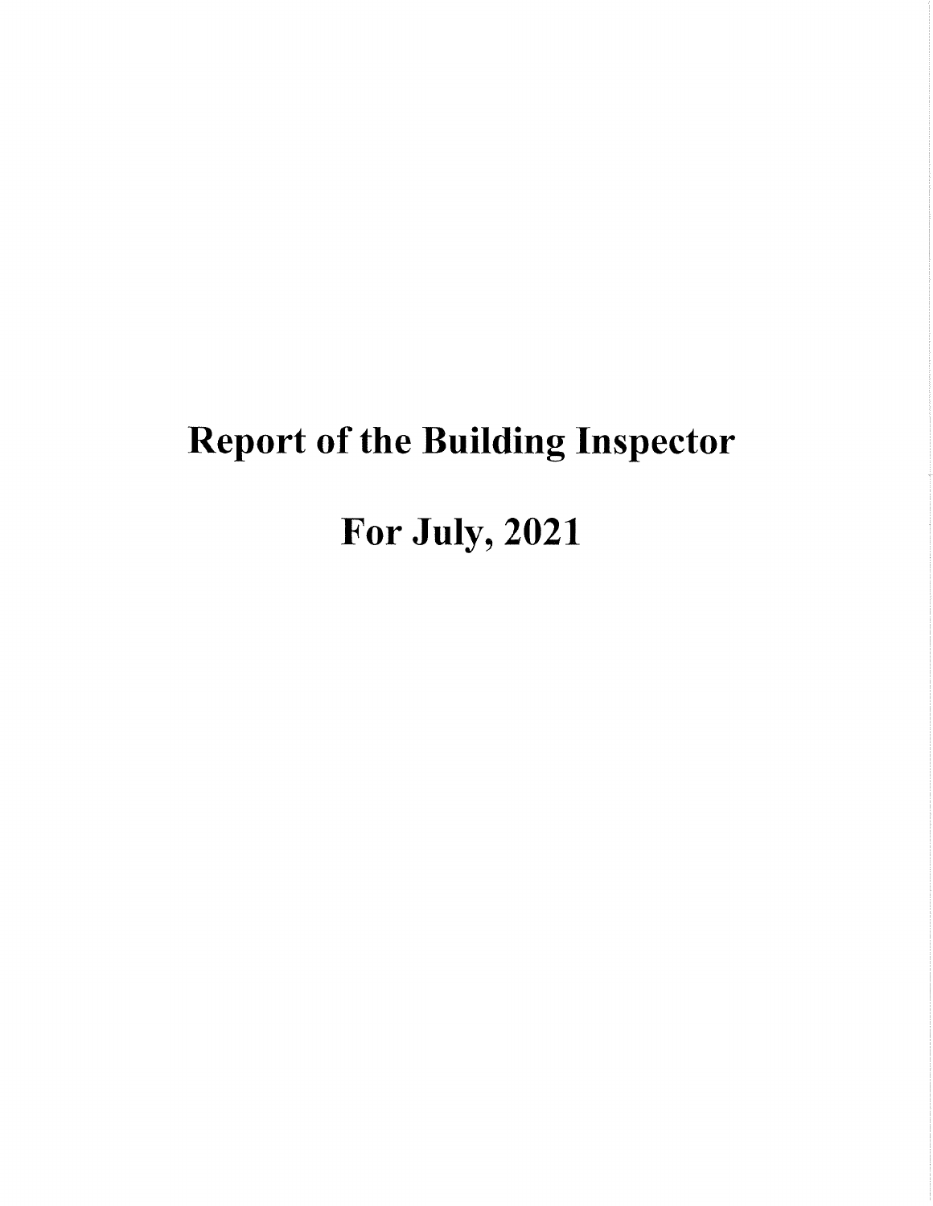# Report of the Building Inspector

# For July, 2021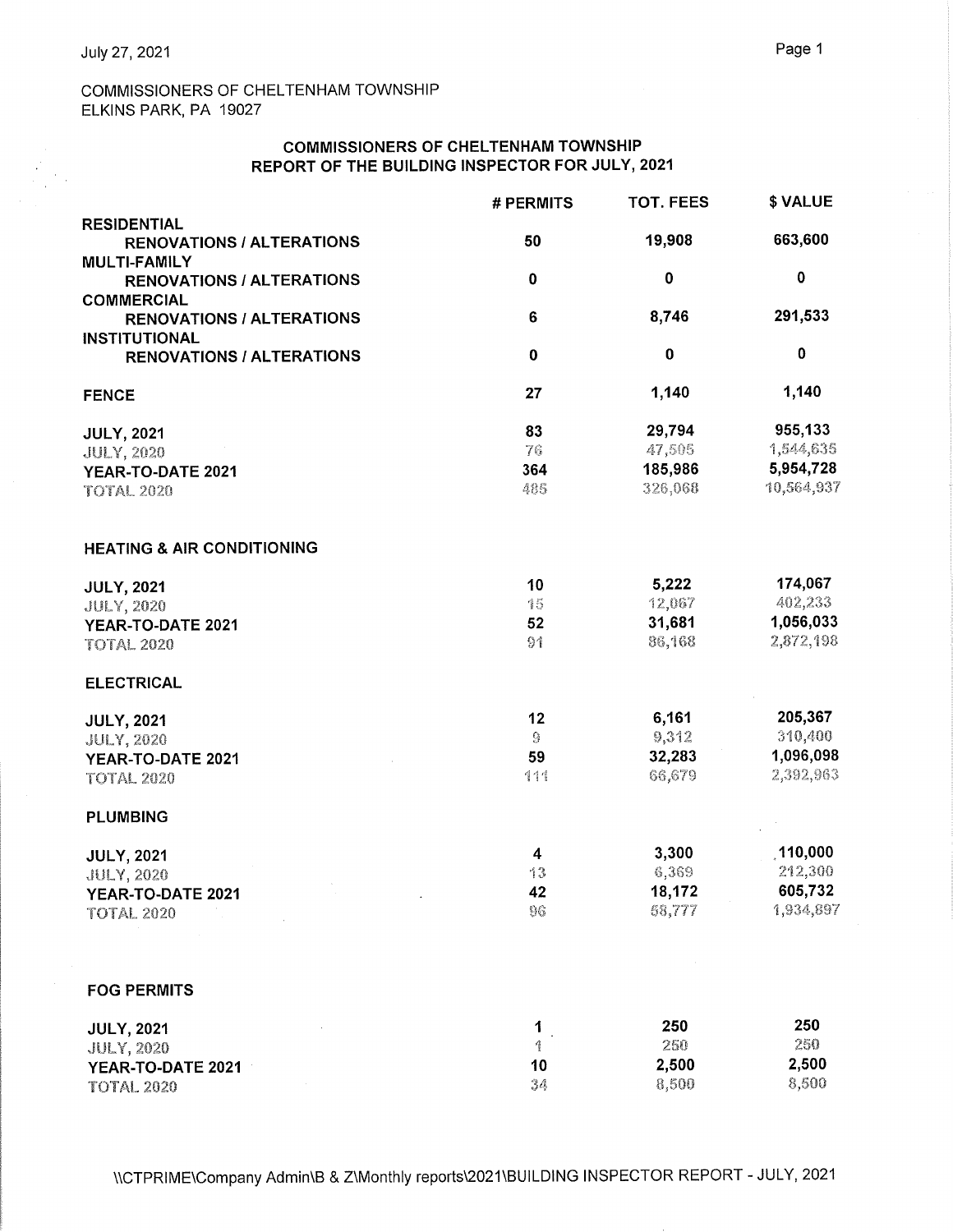July 27, 2021

COMMISSIONERS OF CHELTENHAM TOWNSHIP
ELKINS PARK, PA 19027

## COMMISSIONERS OF CHELTENHAM TOWNSHIP
## REPORT OF THE BUILDING INSPECTOR FOR JULY, 2021

| | # PERMITS | TOT. FEES | $ VALUE |
|---|---|---|---|
| **RESIDENTIAL RENOVATIONS / ALTERATIONS** | 50 | 19,908 | 663,600 |
| **MULTI-FAMILY RENOVATIONS / ALTERATIONS** | 0 | 0 | 0 |
| **COMMERCIAL RENOVATIONS / ALTERATIONS** | 6 | 8,746 | 291,533 |
| **INSTITUTIONAL RENOVATIONS / ALTERATIONS** | 0 | 0 | 0 |
| **FENCE** | 27 | 1,140 | 1,140 |
| **JULY, 2021** | 83 | 29,794 | 955,133 |
| JULY, 2020 | 76 | 47,505 | 1,544,635 |
| **YEAR-TO-DATE 2021** | 364 | 185,986 | 5,954,728 |
| TOTAL 2020 | 485 | 326,068 | 10,564,937 |
| **HEATING & AIR CONDITIONING** | | | |
| **JULY, 2021** | 10 | 5,222 | 174,067 |
| JULY, 2020 | 15 | 12,067 | 402,233 |
| **YEAR-TO-DATE 2021** | 52 | 31,681 | 1,056,033 |
| TOTAL 2020 | 91 | 86,168 | 2,872,198 |
| **ELECTRICAL** | | | |
| **JULY, 2021** | 12 | 6,161 | 205,367 |
| JULY, 2020 | 9 | 9,312 | 310,400 |
| **YEAR-TO-DATE 2021** | 59 | 32,283 | 1,096,098 |
| TOTAL 2020 | 111 | 66,679 | 2,392,963 |
| **PLUMBING** | | | |
| **JULY, 2021** | 4 | 3,300 | 110,000 |
| JULY, 2020 | 13 | 6,369 | 212,300 |
| **YEAR-TO-DATE 2021** | 42 | 18,172 | 605,732 |
| TOTAL 2020 | 96 | 58,777 | 1,934,897 |
| **FOG PERMITS** | | | |
| **JULY, 2021** | 1 | 250 | 250 |
| JULY, 2020 | 1 | 250 | 250 |
| **YEAR-TO-DATE 2021** | 10 | 2,500 | 2,500 |
| TOTAL 2020 | 34 | 8,500 | 8,500 |

\\CTPRIME\Company Admin\B & Z\Monthly reports\2021\BUILDING INSPECTOR REPORT - JULY, 2021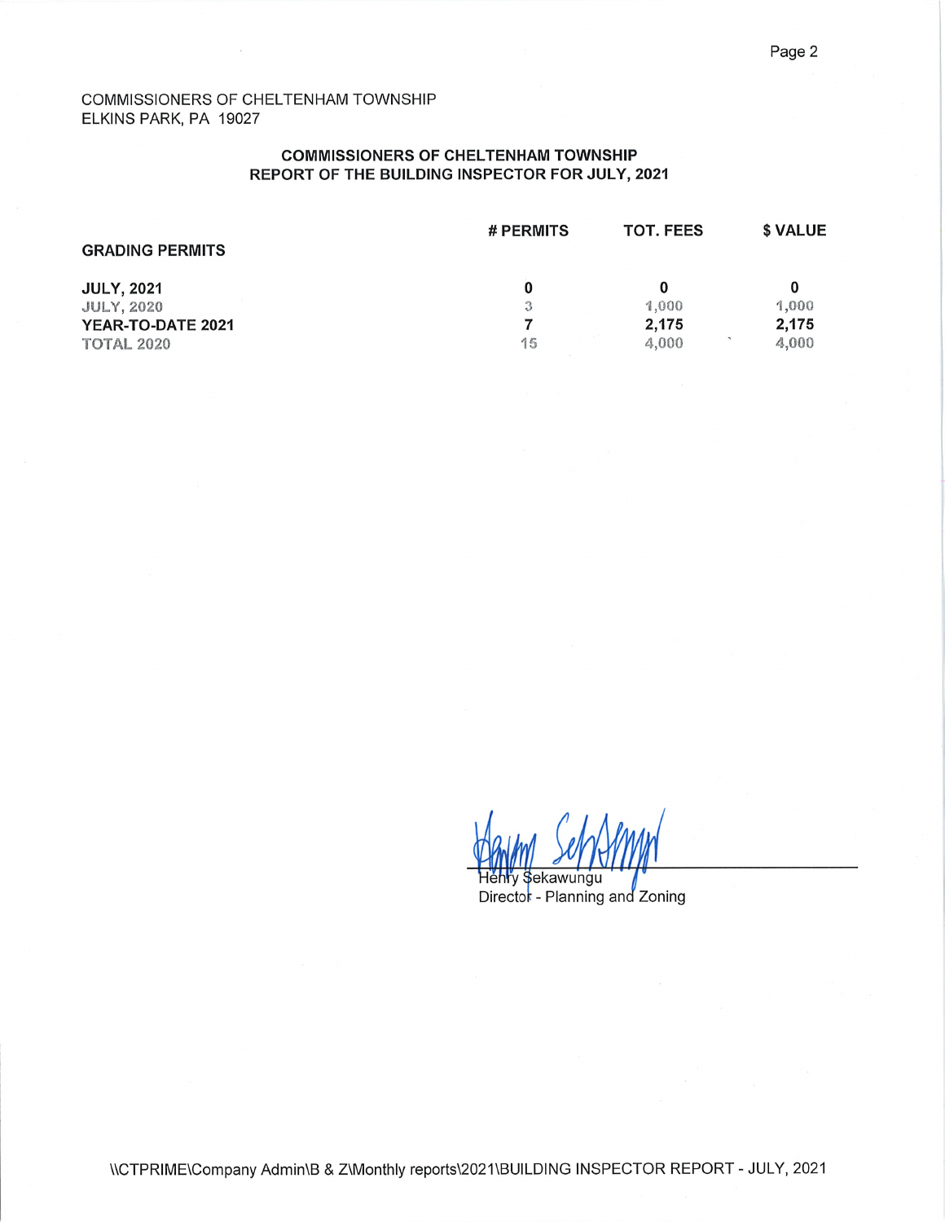COMMISSIONERS OF CHELTENHAM TOWNSHIP
ELKINS PARK, PA 19027

## COMMISSIONERS OF CHELTENHAM TOWNSHIP
## REPORT OF THE BUILDING INSPECTOR FOR JULY, 2021

| GRADING PERMITS | # PERMITS | TOT. FEES | $ VALUE |
|---|---|---|---|
| **JULY, 2021** | **0** | **0** | **0** |
| JULY, 2020 | 3 | 1,000 | 1,000 |
| **YEAR-TO-DATE 2021** | **7** | **2,175** | **2,175** |
| TOTAL 2020 | 15 | 4,000 | 4,000 |

Henry Sekawungu
Director - Planning and Zoning

\\CTPRIME\Company Admin\B & Z\Monthly reports\2021\BUILDING INSPECTOR REPORT - JULY, 2021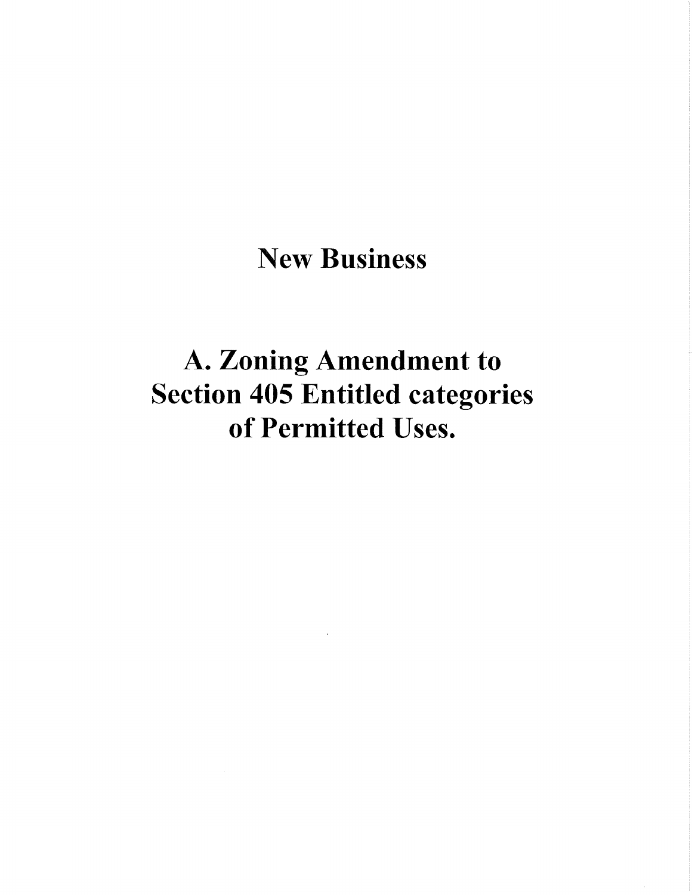# New Business

# A. Zoning Amendment to Section 405 Entitled categories of Permitted Uses.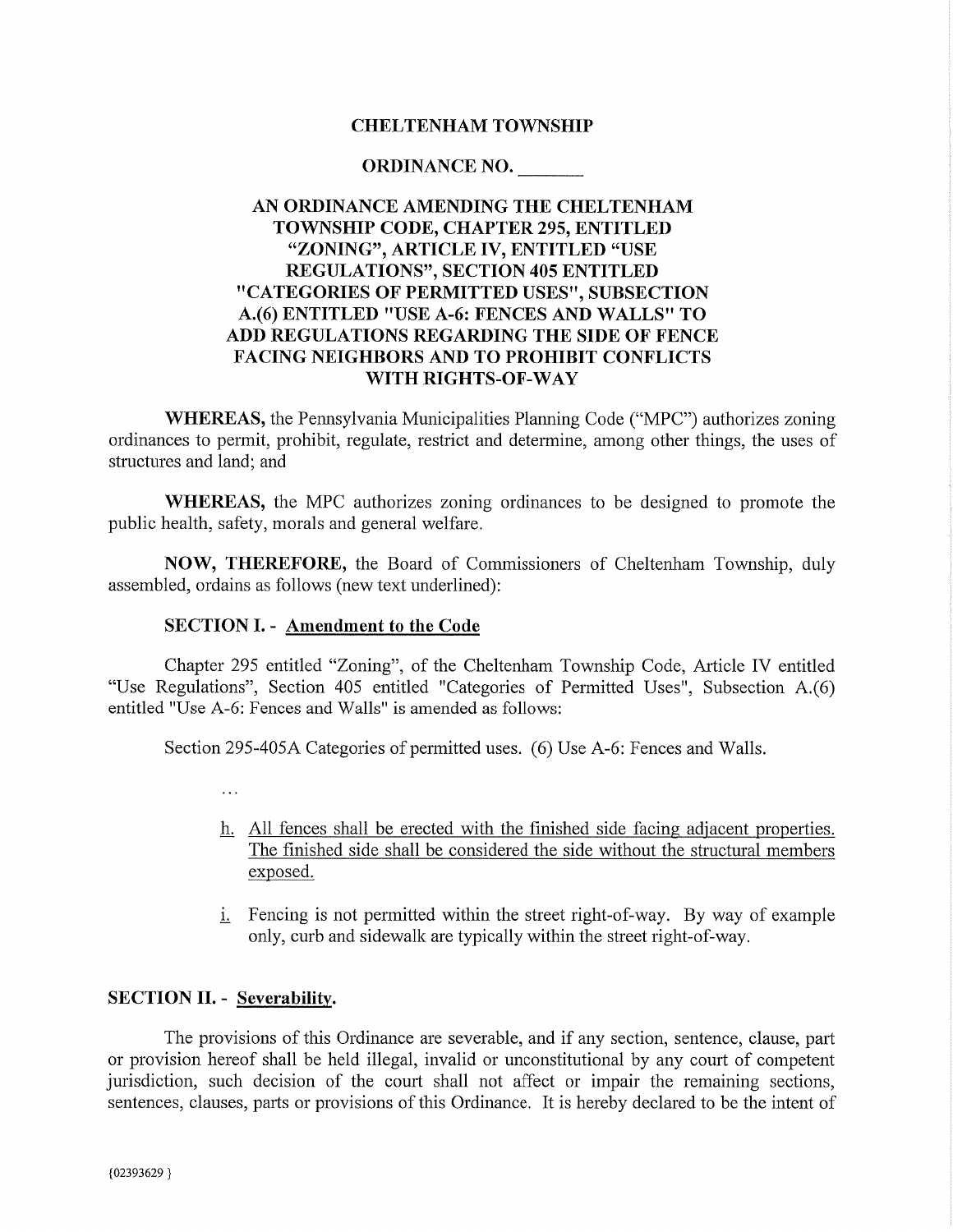# CHELTENHAM TOWNSHIP

## ORDINANCE NO. _______

## AN ORDINANCE AMENDING THE CHELTENHAM TOWNSHIP CODE, CHAPTER 295, ENTITLED "ZONING", ARTICLE IV, ENTITLED "USE REGULATIONS", SECTION 405 ENTITLED "CATEGORIES OF PERMITTED USES", SUBSECTION A.(6) ENTITLED "USE A-6: FENCES AND WALLS" TO ADD REGULATIONS REGARDING THE SIDE OF FENCE FACING NEIGHBORS AND TO PROHIBIT CONFLICTS WITH RIGHTS-OF-WAY

**WHEREAS,** the Pennsylvania Municipalities Planning Code ("MPC") authorizes zoning ordinances to permit, prohibit, regulate, restrict and determine, among other things, the uses of structures and land; and

**WHEREAS,** the MPC authorizes zoning ordinances to be designed to promote the public health, safety, morals and general welfare.

**NOW, THEREFORE,** the Board of Commissioners of Cheltenham Township, duly assembled, ordains as follows (new text underlined):

**SECTION I. - <u>Amendment to the Code</u>**

Chapter 295 entitled "Zoning", of the Cheltenham Township Code, Article IV entitled "Use Regulations", Section 405 entitled "Categories of Permitted Uses", Subsection A.(6) entitled "Use A-6: Fences and Walls" is amended as follows:

Section 295-405A Categories of permitted uses. (6) Use A-6: Fences and Walls.

...

<u>h. All fences shall be erected with the finished side facing adjacent properties. The finished side shall be considered the side without the structural members exposed.</u>

<u>i.</u> Fencing is not permitted within the street right-of-way. By way of example only, curb and sidewalk are typically within the street right-of-way.

**SECTION II. - <u>Severability</u>.**

The provisions of this Ordinance are severable, and if any section, sentence, clause, part or provision hereof shall be held illegal, invalid or unconstitutional by any court of competent jurisdiction, such decision of the court shall not affect or impair the remaining sections, sentences, clauses, parts or provisions of this Ordinance. It is hereby declared to be the intent of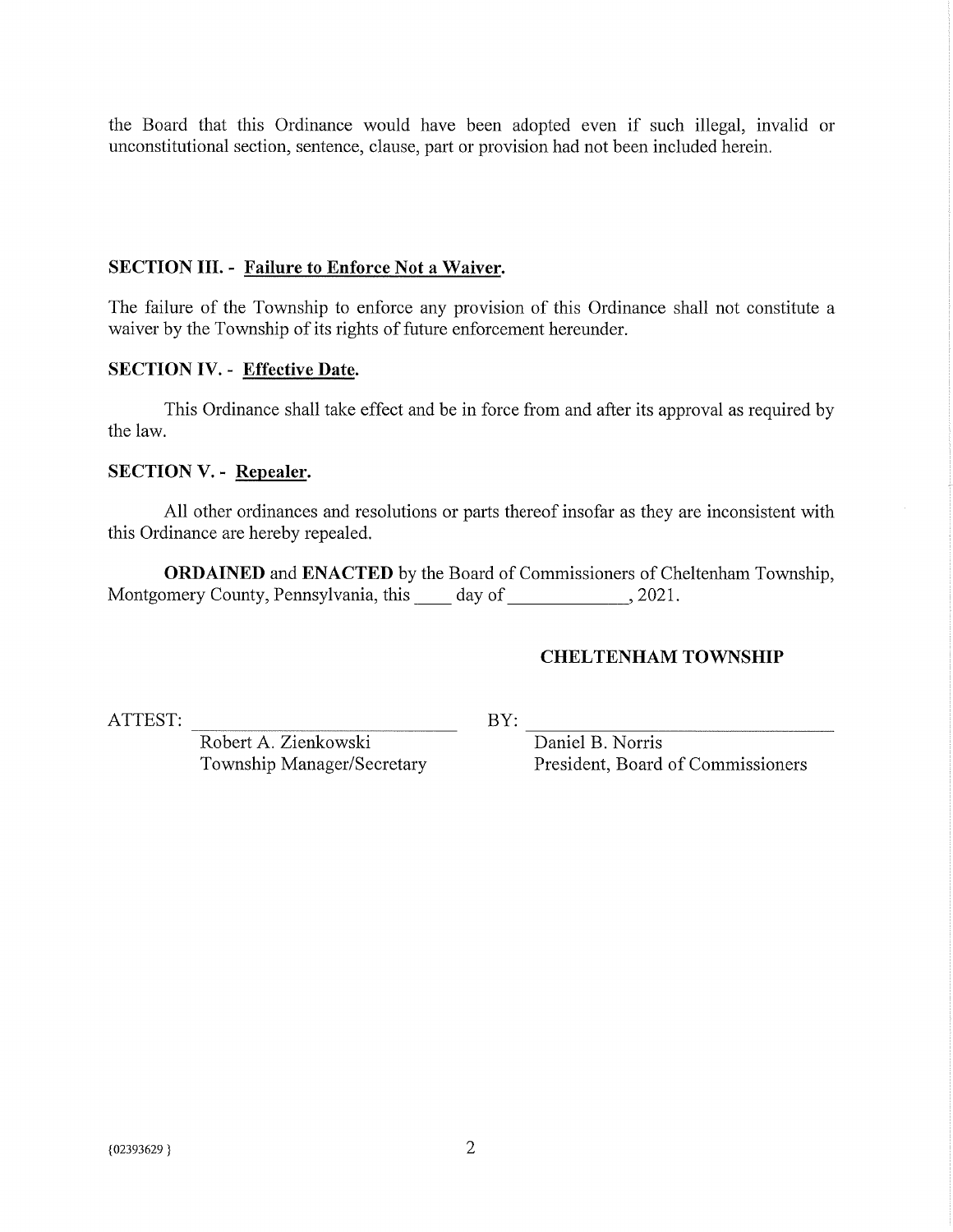the Board that this Ordinance would have been adopted even if such illegal, invalid or unconstitutional section, sentence, clause, part or provision had not been included herein.

**SECTION III. - Failure to Enforce Not a Waiver.**

The failure of the Township to enforce any provision of this Ordinance shall not constitute a waiver by the Township of its rights of future enforcement hereunder.

**SECTION IV. - Effective Date.**

This Ordinance shall take effect and be in force from and after its approval as required by the law.

**SECTION V. - Repealer.**

All other ordinances and resolutions or parts thereof insofar as they are inconsistent with this Ordinance are hereby repealed.

**ORDAINED** and **ENACTED** by the Board of Commissioners of Cheltenham Township, Montgomery County, Pennsylvania, this ____ day of ____________, 2021.

**CHELTENHAM TOWNSHIP**

ATTEST: ______________________________
Robert A. Zienkowski
Township Manager/Secretary

BY: ______________________________
Daniel B. Norris
President, Board of Commissioners

{02393629 }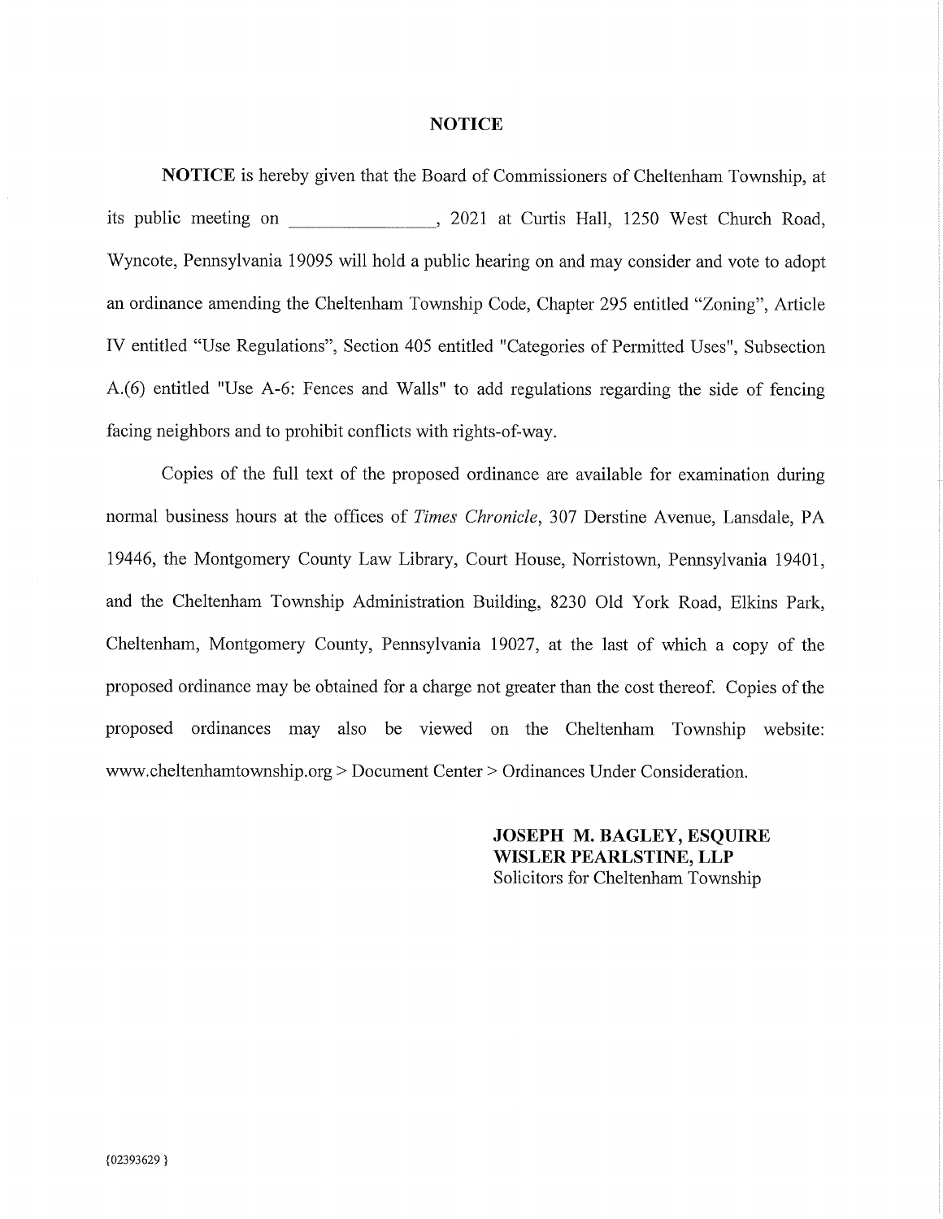# NOTICE

**NOTICE** is hereby given that the Board of Commissioners of Cheltenham Township, at its public meeting on ________________, 2021 at Curtis Hall, 1250 West Church Road, Wyncote, Pennsylvania 19095 will hold a public hearing on and may consider and vote to adopt an ordinance amending the Cheltenham Township Code, Chapter 295 entitled "Zoning", Article IV entitled "Use Regulations", Section 405 entitled "Categories of Permitted Uses", Subsection A.(6) entitled "Use A-6: Fences and Walls" to add regulations regarding the side of fencing facing neighbors and to prohibit conflicts with rights-of-way.

Copies of the full text of the proposed ordinance are available for examination during normal business hours at the offices of *Times Chronicle*, 307 Derstine Avenue, Lansdale, PA 19446, the Montgomery County Law Library, Court House, Norristown, Pennsylvania 19401, and the Cheltenham Township Administration Building, 8230 Old York Road, Elkins Park, Cheltenham, Montgomery County, Pennsylvania 19027, at the last of which a copy of the proposed ordinance may be obtained for a charge not greater than the cost thereof. Copies of the proposed ordinances may also be viewed on the Cheltenham Township website: www.cheltenhamtownship.org > Document Center > Ordinances Under Consideration.

**JOSEPH M. BAGLEY, ESQUIRE**
**WISLER PEARLSTINE, LLP**
Solicitors for Cheltenham Township

{02393629}